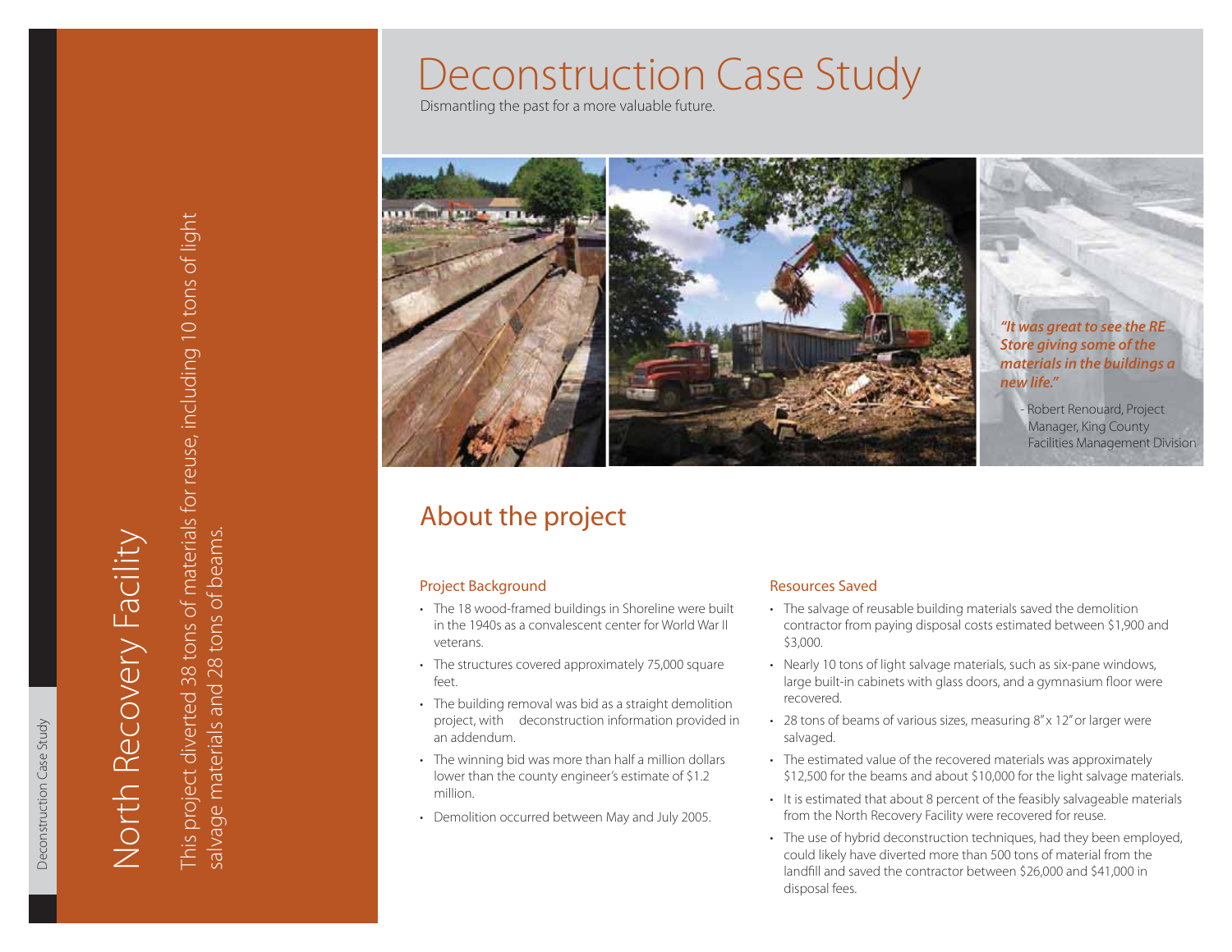# Deconstruction Case Study

Dismantling the past for a more valuable future.

## North Recovery Facility

This project diverted 38 tons of materials for reuse, including 10 tons of light salvage materials and 28 tons of beams.

***"It was great to see the RE Store giving some of the materials in the buildings a new life."***

- Robert Renouard, Project Manager, King County Facilities Management Division

## About the project

### Project Background

- The 18 wood-framed buildings in Shoreline were built in the 1940s as a convalescent center for World War II veterans.
- The structures covered approximately 75,000 square feet.
- The building removal was bid as a straight demolition project, with deconstruction information provided in an addendum.
- The winning bid was more than half a million dollars lower than the county engineer's estimate of $1.2 million.
- Demolition occurred between May and July 2005.

### Resources Saved

- The salvage of reusable building materials saved the demolition contractor from paying disposal costs estimated between $1,900 and $3,000.
- Nearly 10 tons of light salvage materials, such as six-pane windows, large built-in cabinets with glass doors, and a gymnasium floor were recovered.
- 28 tons of beams of various sizes, measuring 8" x 12" or larger were salvaged.
- The estimated value of the recovered materials was approximately $12,500 for the beams and about $10,000 for the light salvage materials.
- It is estimated that about 8 percent of the feasibly salvageable materials from the North Recovery Facility were recovered for reuse.
- The use of hybrid deconstruction techniques, had they been employed, could likely have diverted more than 500 tons of material from the landfill and saved the contractor between $26,000 and $41,000 in disposal fees.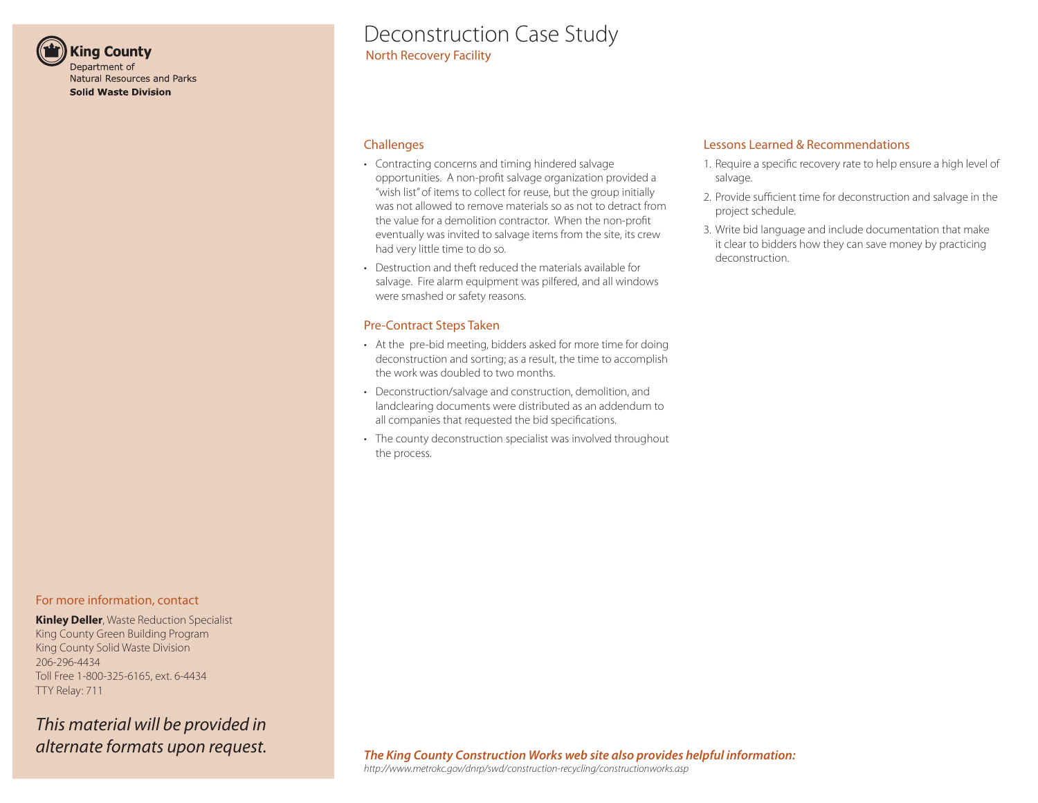King County
Department of
Natural Resources and Parks
**Solid Waste Division**

# Deconstruction Case Study

North Recovery Facility

## Challenges

- Contracting concerns and timing hindered salvage opportunities. A non-profit salvage organization provided a "wish list" of items to collect for reuse, but the group initially was not allowed to remove materials so as not to detract from the value for a demolition contractor. When the non-profit eventually was invited to salvage items from the site, its crew had very little time to do so.
- Destruction and theft reduced the materials available for salvage. Fire alarm equipment was pilfered, and all windows were smashed or safety reasons.

## Pre-Contract Steps Taken

- At the pre-bid meeting, bidders asked for more time for doing deconstruction and sorting; as a result, the time to accomplish the work was doubled to two months.
- Deconstruction/salvage and construction, demolition, and landclearing documents were distributed as an addendum to all companies that requested the bid specifications.
- The county deconstruction specialist was involved throughout the process.

## Lessons Learned & Recommendations

1. Require a specific recovery rate to help ensure a high level of salvage.
2. Provide sufficient time for deconstruction and salvage in the project schedule.
3. Write bid language and include documentation that make it clear to bidders how they can save money by practicing deconstruction.

## For more information, contact

**Kinley Deller**, Waste Reduction Specialist
King County Green Building Program
King County Solid Waste Division
206-296-4434
Toll Free 1-800-325-6165, ext. 6-4434
TTY Relay: 711

*This material will be provided in alternate formats upon request.*

***The King County Construction Works web site also provides helpful information:***
*http://www.metrokc.gov/dnrp/swd/construction-recycling/constructionworks.asp*